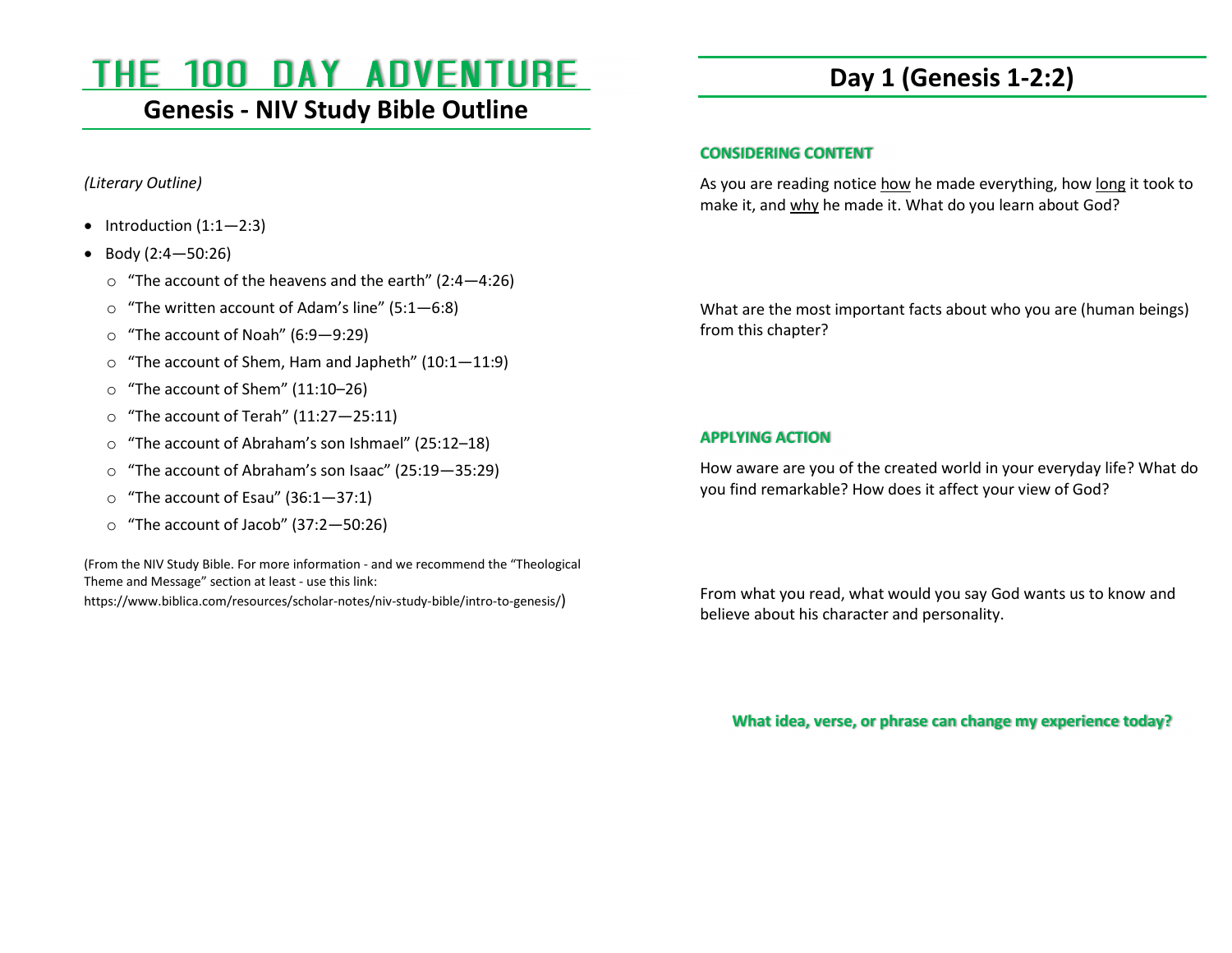# THE 100 DAY ADVENTURE

## Genesis - NIV Study Bible Outline

*(Literary Outline)*

- Introduction (1:1—2:3)
- Body (2:4—50:26)
  - “The account of the heavens and the earth” (2:4—4:26)
  - “The written account of Adam’s line” (5:1—6:8)
  - “The account of Noah” (6:9—9:29)
  - “The account of Shem, Ham and Japheth” (10:1—11:9)
  - “The account of Shem” (11:10–26)
  - “The account of Terah” (11:27—25:11)
  - “The account of Abraham’s son Ishmael” (25:12–18)
  - “The account of Abraham’s son Isaac” (25:19—35:29)
  - “The account of Esau” (36:1—37:1)
  - “The account of Jacob” (37:2—50:26)

(From the NIV Study Bible. For more information - and we recommend the “Theological Theme and Message” section at least - use this link: https://www.biblica.com/resources/scholar-notes/niv-study-bible/intro-to-genesis/)

## Day 1 (Genesis 1-2:2)

### CONSIDERING CONTENT

As you are reading notice <u>how</u> he made everything, how <u>long</u> it took to make it, and <u>why</u> he made it. What do you learn about God?

What are the most important facts about who you are (human beings) from this chapter?

### APPLYING ACTION

How aware are you of the created world in your everyday life? What do you find remarkable? How does it affect your view of God?

From what you read, what would you say God wants us to know and believe about his character and personality.

**What idea, verse, or phrase can change my experience today?**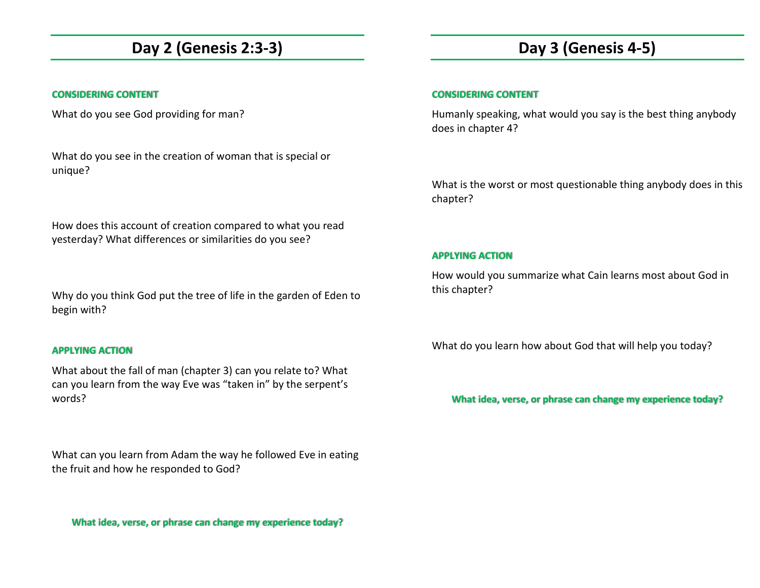## Day 2 (Genesis 2:3-3)

**CONSIDERING CONTENT**

What do you see God providing for man?

What do you see in the creation of woman that is special or unique?

How does this account of creation compared to what you read yesterday? What differences or similarities do you see?

Why do you think God put the tree of life in the garden of Eden to begin with?

**APPLYING ACTION**

What about the fall of man (chapter 3) can you relate to? What can you learn from the way Eve was "taken in" by the serpent's words?

What can you learn from Adam the way he followed Eve in eating the fruit and how he responded to God?

**What idea, verse, or phrase can change my experience today?**

## Day 3 (Genesis 4-5)

**CONSIDERING CONTENT**

Humanly speaking, what would you say is the best thing anybody does in chapter 4?

What is the worst or most questionable thing anybody does in this chapter?

**APPLYING ACTION**

How would you summarize what Cain learns most about God in this chapter?

What do you learn how about God that will help you today?

**What idea, verse, or phrase can change my experience today?**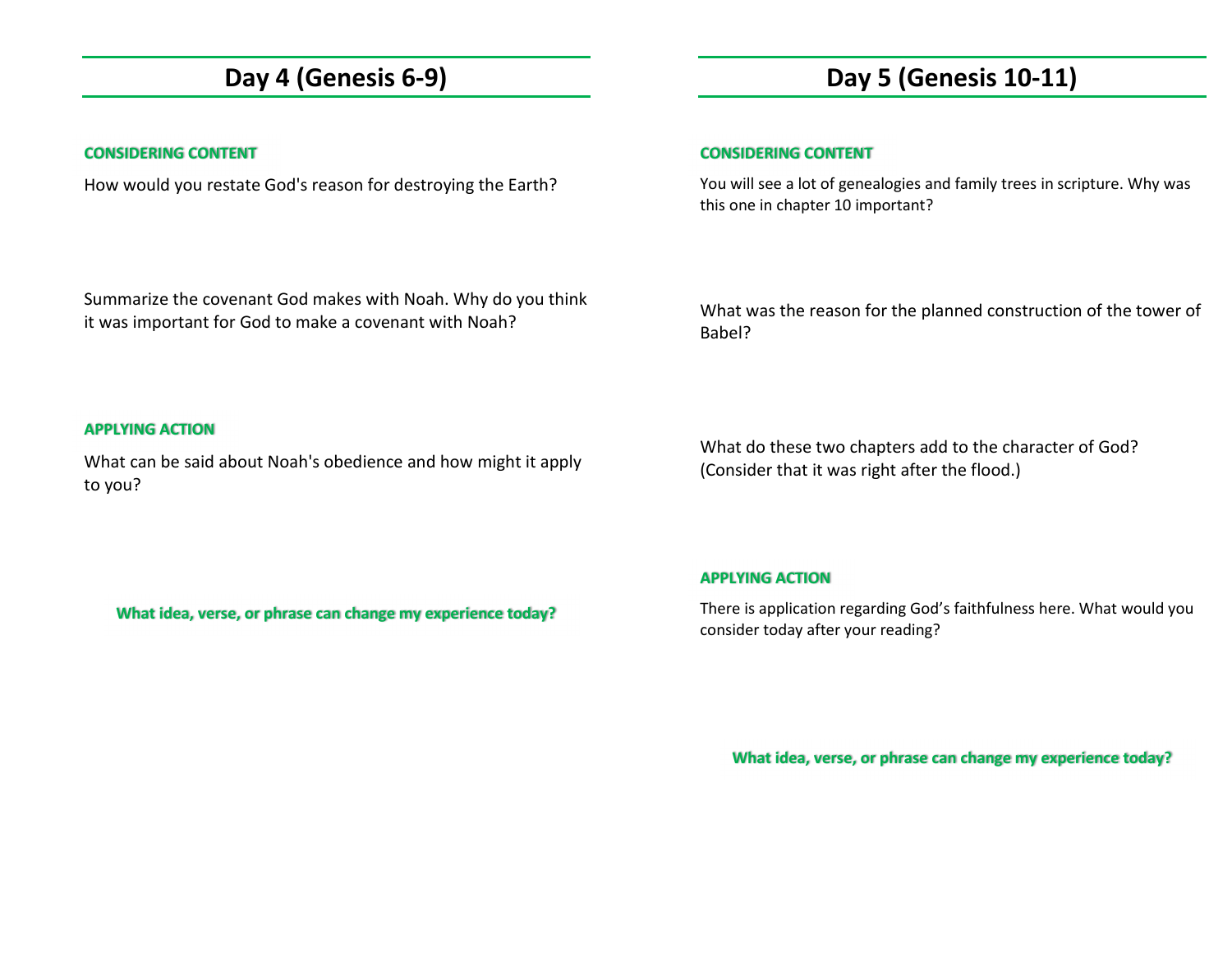## Day 4 (Genesis 6-9)

**CONSIDERING CONTENT**

How would you restate God's reason for destroying the Earth?

Summarize the covenant God makes with Noah. Why do you think it was important for God to make a covenant with Noah?

**APPLYING ACTION**

What can be said about Noah's obedience and how might it apply to you?

**What idea, verse, or phrase can change my experience today?**

## Day 5 (Genesis 10-11)

**CONSIDERING CONTENT**

You will see a lot of genealogies and family trees in scripture. Why was this one in chapter 10 important?

What was the reason for the planned construction of the tower of Babel?

What do these two chapters add to the character of God? (Consider that it was right after the flood.)

**APPLYING ACTION**

There is application regarding God's faithfulness here. What would you consider today after your reading?

**What idea, verse, or phrase can change my experience today?**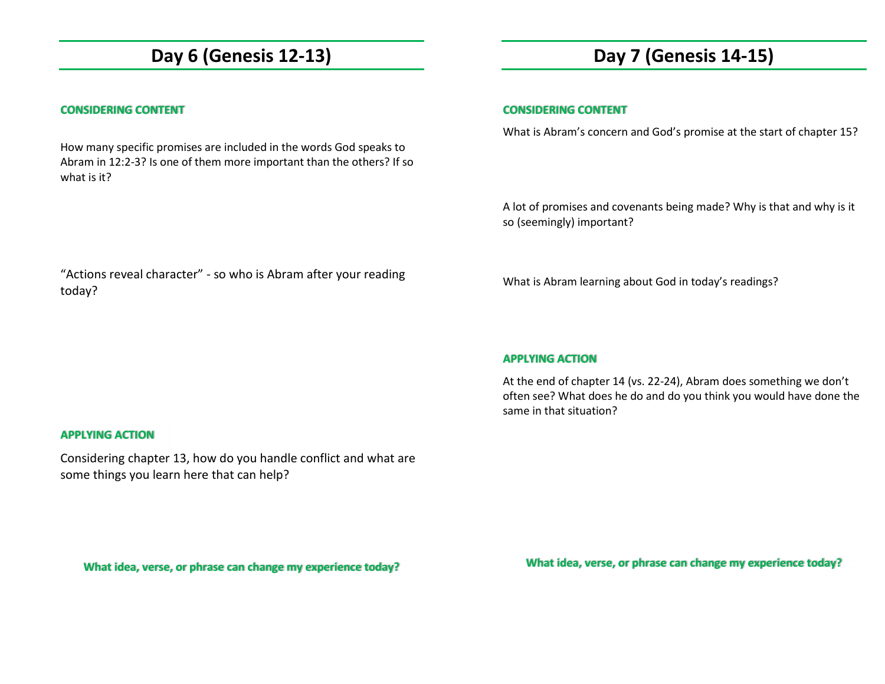# Day 6 (Genesis 12-13)

**CONSIDERING CONTENT**

How many specific promises are included in the words God speaks to Abram in 12:2-3? Is one of them more important than the others? If so what is it?

“Actions reveal character” - so who is Abram after your reading today?

**APPLYING ACTION**

Considering chapter 13, how do you handle conflict and what are some things you learn here that can help?

**What idea, verse, or phrase can change my experience today?**

# Day 7 (Genesis 14-15)

**CONSIDERING CONTENT**

What is Abram’s concern and God’s promise at the start of chapter 15?

A lot of promises and covenants being made? Why is that and why is it so (seemingly) important?

What is Abram learning about God in today’s readings?

**APPLYING ACTION**

At the end of chapter 14 (vs. 22-24), Abram does something we don’t often see? What does he do and do you think you would have done the same in that situation?

**What idea, verse, or phrase can change my experience today?**